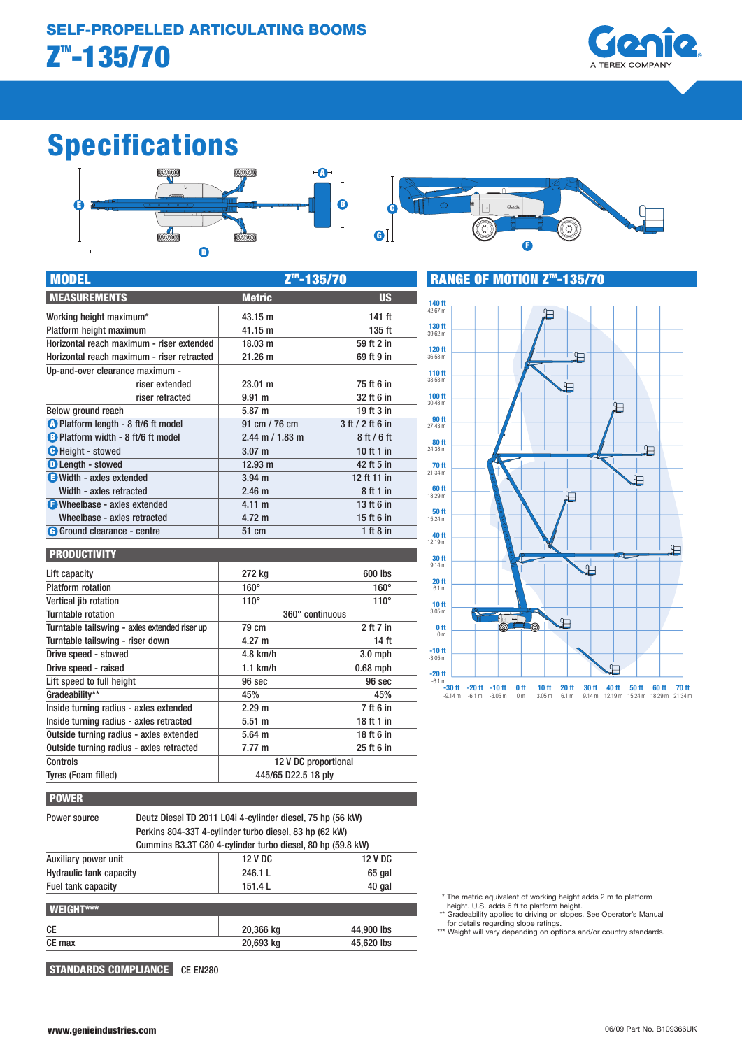# SELF-PROPELLED ARTICULATING BOOMS

# Z™-135/70

## Specifications

| MODEL | Z™-135/70 | |
|---|---|---|
| **MEASUREMENTS** | **Metric** | **US** |
| Working height maximum* | 43.15 m | 141 ft |
| Platform height maximum | 41.15 m | 135 ft |
| Horizontal reach maximum - riser extended | 18.03 m | 59 ft 2 in |
| Horizontal reach maximum - riser retracted | 21.26 m | 69 ft 9 in |
| Up-and-over clearance maximum - riser extended | 23.01 m | 75 ft 6 in |
| riser retracted | 9.91 m | 32 ft 6 in |
| Below ground reach | 5.87 m | 19 ft 3 in |
| A Platform length - 8 ft/6 ft model | 91 cm / 76 cm | 3 ft / 2 ft 6 in |
| B Platform width - 8 ft/6 ft model | 2.44 m / 1.83 m | 8 ft / 6 ft |
| C Height - stowed | 3.07 m | 10 ft 1 in |
| D Length - stowed | 12.93 m | 42 ft 5 in |
| E Width - axles extended | 3.94 m | 12 ft 11 in |
| Width - axles retracted | 2.46 m | 8 ft 1 in |
| F Wheelbase - axles extended | 4.11 m | 13 ft 6 in |
| Wheelbase - axles retracted | 4.72 m | 15 ft 6 in |
| G Ground clearance - centre | 51 cm | 1 ft 8 in |

| PRODUCTIVITY | | |
|---|---|---|
| Lift capacity | 272 kg | 600 lbs |
| Platform rotation | 160° | 160° |
| Vertical jib rotation | 110° | 110° |
| Turntable rotation | 360° continuous | |
| Turntable tailswing - axles extended riser up | 79 cm | 2 ft 7 in |
| Turntable tailswing - riser down | 4.27 m | 14 ft |
| Drive speed - stowed | 4.8 km/h | 3.0 mph |
| Drive speed - raised | 1.1 km/h | 0.68 mph |
| Lift speed to full height | 96 sec | 96 sec |
| Gradeability** | 45% | 45% |
| Inside turning radius - axles extended | 2.29 m | 7 ft 6 in |
| Inside turning radius - axles retracted | 5.51 m | 18 ft 1 in |
| Outside turning radius - axles extended | 5.64 m | 18 ft 6 in |
| Outside turning radius - axles retracted | 7.77 m | 25 ft 6 in |
| Controls | 12 V DC proportional | |
| Tyres (Foam filled) | 445/65 D22.5 18 ply | |

| POWER | | |
|---|---|---|
| Power source | Deutz Diesel TD 2011 L04i 4-cylinder diesel, 75 hp (56 kW)<br>Perkins 804-33T 4-cylinder turbo diesel, 83 hp (62 kW)<br>Cummins B3.3T C80 4-cylinder turbo diesel, 80 hp (59.8 kW) | |
| Auxiliary power unit | 12 V DC | 12 V DC |
| Hydraulic tank capacity | 246.1 L | 65 gal |
| Fuel tank capacity | 151.4 L | 40 gal |

| WEIGHT*** | | |
|---|---|---|
| CE | 20,366 kg | 44,900 lbs |
| CE max | 20,693 kg | 45,620 lbs |

**STANDARDS COMPLIANCE** CE EN280

## RANGE OF MOTION Z™-135/70

\* The metric equivalent of working height adds 2 m to platform height. U.S. adds 6 ft to platform height.

\** Gradeability applies to driving on slopes. See Operator's Manual for details regarding slope ratings.

\*** Weight will vary depending on options and/or country standards.

www.genieindustries.com

06/09 Part No. B109366UK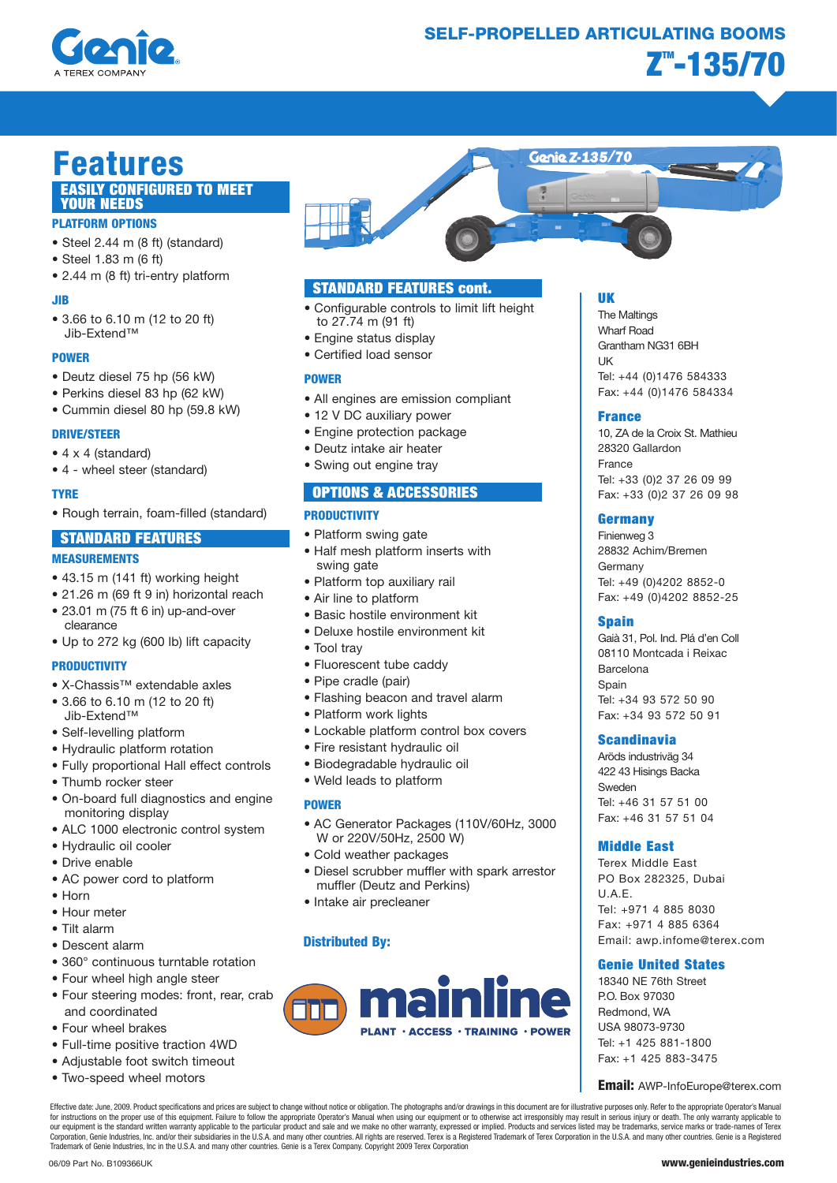# SELF-PROPELLED ARTICULATING BOOMS

# Z™-135/70

# Features

## EASILY CONFIGURED TO MEET YOUR NEEDS

### PLATFORM OPTIONS

- Steel 2.44 m (8 ft) (standard)
- Steel 1.83 m (6 ft)
- 2.44 m (8 ft) tri-entry platform

### JIB

- 3.66 to 6.10 m (12 to 20 ft) Jib-Extend™

### POWER

- Deutz diesel 75 hp (56 kW)
- Perkins diesel 83 hp (62 kW)
- Cummin diesel 80 hp (59.8 kW)

### DRIVE/STEER

- 4 x 4 (standard)
- 4 - wheel steer (standard)

### TYRE

- Rough terrain, foam-filled (standard)

## STANDARD FEATURES

### MEASUREMENTS

- 43.15 m (141 ft) working height
- 21.26 m (69 ft 9 in) horizontal reach
- 23.01 m (75 ft 6 in) up-and-over clearance
- Up to 272 kg (600 lb) lift capacity

### PRODUCTIVITY

- X-Chassis™ extendable axles
- 3.66 to 6.10 m (12 to 20 ft) Jib-Extend™
- Self-levelling platform
- Hydraulic platform rotation
- Fully proportional Hall effect controls
- Thumb rocker steer
- On-board full diagnostics and engine monitoring display
- ALC 1000 electronic control system
- Hydraulic oil cooler
- Drive enable
- AC power cord to platform
- Horn
- Hour meter
- Tilt alarm
- Descent alarm
- 360° continuous turntable rotation
- Four wheel high angle steer
- Four steering modes: front, rear, crab and coordinated
- Four wheel brakes
- Full-time positive traction 4WD
- Adjustable foot switch timeout
- Two-speed wheel motors

## STANDARD FEATURES cont.

- Configurable controls to limit lift height to 27.74 m (91 ft)
- Engine status display
- Certified load sensor

### POWER

- All engines are emission compliant
- 12 V DC auxiliary power
- Engine protection package
- Deutz intake air heater
- Swing out engine tray

## OPTIONS & ACCESSORIES

### PRODUCTIVITY

- Platform swing gate
- Half mesh platform inserts with swing gate
- Platform top auxiliary rail
- Air line to platform
- Basic hostile environment kit
- Deluxe hostile environment kit
- Tool tray
- Fluorescent tube caddy
- Pipe cradle (pair)
- Flashing beacon and travel alarm
- Platform work lights
- Lockable platform control box covers
- Fire resistant hydraulic oil
- Biodegradable hydraulic oil
- Weld leads to platform

### POWER

- AC Generator Packages (110V/60Hz, 3000 W or 220V/50Hz, 2500 W)
- Cold weather packages
- Diesel scrubber muffler with spark arrestor muffler (Deutz and Perkins)
- Intake air precleaner

**Distributed By:**

mainline
PLANT · ACCESS · TRAINING · POWER

### UK

The Maltings
Wharf Road
Grantham NG31 6BH
UK
Tel: +44 (0)1476 584333
Fax: +44 (0)1476 584334

### France

10, ZA de la Croix St. Mathieu
28320 Gallardon
France
Tel: +33 (0)2 37 26 09 99
Fax: +33 (0)2 37 26 09 98

### Germany

Finienweg 3
28832 Achim/Bremen
Germany
Tel: +49 (0)4202 8852-0
Fax: +49 (0)4202 8852-25

### Spain

Gaià 31, Pol. Ind. Plá d'en Coll
08110 Montcada i Reixac
Barcelona
Spain
Tel: +34 93 572 50 90
Fax: +34 93 572 50 91

### Scandinavia

Aröds industriväg 34
422 43 Hisings Backa
Sweden
Tel: +46 31 57 51 00
Fax: +46 31 57 51 04

### Middle East

Terex Middle East
PO Box 282325, Dubai
U.A.E.
Tel: +971 4 885 8030
Fax: +971 4 885 6364
Email: awp.infome@terex.com

### Genie United States

18340 NE 76th Street
P.O. Box 97030
Redmond, WA
USA 98073-9730
Tel: +1 425 881-1800
Fax: +1 425 883-3475

**Email:** AWP-InfoEurope@terex.com

Effective date: June, 2009. Product specifications and prices are subject to change without notice or obligation. The photographs and/or drawings in this document are for illustrative purposes only. Refer to the appropriate Operator's Manual for instructions on the proper use of this equipment. Failure to follow the appropriate Operator's Manual when using our equipment or to otherwise act irresponsibly may result in serious injury or death. The only warranty applicable to our equipment is the standard written warranty applicable to the particular product and sale and we make no other warranty, expressed or implied. Products and services listed may be trademarks, service marks or trade-names of Terex Corporation, Genie Industries, Inc. and/or their subsidiaries in the U.S.A. and many other countries. All rights are reserved. Terex is a Registered Trademark of Terex Corporation in the U.S.A. and many other countries. Genie is a Registered Trademark of Genie Industries, Inc in the U.S.A. and many other countries. Genie is a Terex Company. Copyright 2009 Terex Corporation

06/09 Part No. B109366UK

www.genieindustries.com